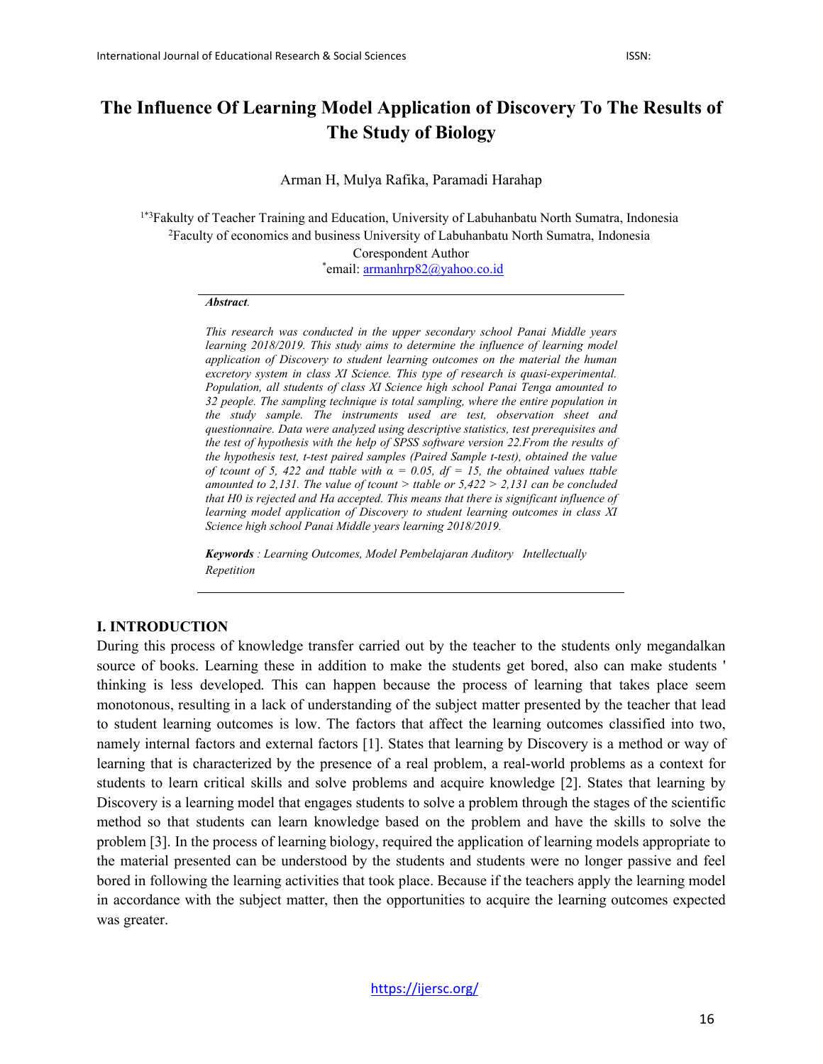# The Influence Of Learning Model Application of Discovery To The Results of The Study of Biology

Arman H, Mulya Rafika, Paramadi Harahap

[1*3]Fakulty of Teacher Training and Education, University of Labuhanbatu North Sumatra, Indonesia
[2]Faculty of economics and business University of Labuhanbatu North Sumatra, Indonesia
Corespondent Author
*email: armanhrp82@yahoo.co.id

***Abstract.***

*This research was conducted in the upper secondary school Panai Middle years learning 2018/2019. This study aims to determine the influence of learning model application of Discovery to student learning outcomes on the material the human excretory system in class XI Science. This type of research is quasi-experimental. Population, all students of class XI Science high school Panai Tenga amounted to 32 people. The sampling technique is total sampling, where the entire population in the study sample. The instruments used are test, observation sheet and questionnaire. Data were analyzed using descriptive statistics, test prerequisites and the test of hypothesis with the help of SPSS software version 22.From the results of the hypothesis test, t-test paired samples (Paired Sample t-test), obtained the value of tcount of 5, 422 and ttable with α = 0.05, df = 15, the obtained values ttable amounted to 2,131. The value of tcount > ttable or 5,422 > 2,131 can be concluded that H0 is rejected and Ha accepted. This means that there is significant influence of learning model application of Discovery to student learning outcomes in class XI Science high school Panai Middle years learning 2018/2019.*

***Keywords** : Learning Outcomes, Model Pembelajaran Auditory Intellectually Repetition*

## I. INTRODUCTION

During this process of knowledge transfer carried out by the teacher to the students only megandalkan source of books. Learning these in addition to make the students get bored, also can make students ' thinking is less developed. This can happen because the process of learning that takes place seem monotonous, resulting in a lack of understanding of the subject matter presented by the teacher that lead to student learning outcomes is low. The factors that affect the learning outcomes classified into two, namely internal factors and external factors [1]. States that learning by Discovery is a method or way of learning that is characterized by the presence of a real problem, a real-world problems as a context for students to learn critical skills and solve problems and acquire knowledge [2]. States that learning by Discovery is a learning model that engages students to solve a problem through the stages of the scientific method so that students can learn knowledge based on the problem and have the skills to solve the problem [3]. In the process of learning biology, required the application of learning models appropriate to the material presented can be understood by the students and students were no longer passive and feel bored in following the learning activities that took place. Because if the teachers apply the learning model in accordance with the subject matter, then the opportunities to acquire the learning outcomes expected was greater.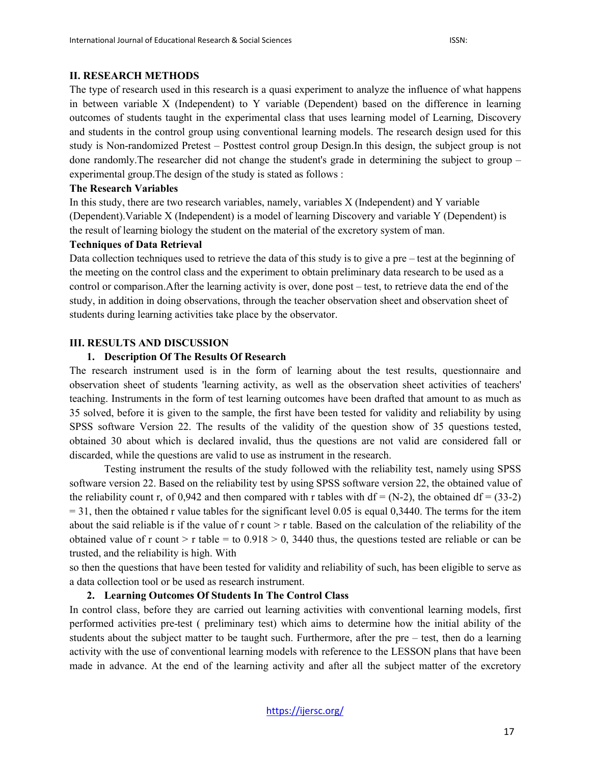## II. RESEARCH METHODS

The type of research used in this research is a quasi experiment to analyze the influence of what happens in between variable X (Independent) to Y variable (Dependent) based on the difference in learning outcomes of students taught in the experimental class that uses learning model of Learning, Discovery and students in the control group using conventional learning models. The research design used for this study is Non-randomized Pretest – Posttest control group Design.In this design, the subject group is not done randomly.The researcher did not change the student's grade in determining the subject to group – experimental group.The design of the study is stated as follows :

### The Research Variables

In this study, there are two research variables, namely, variables X (Independent) and Y variable (Dependent).Variable X (Independent) is a model of learning Discovery and variable Y (Dependent) is the result of learning biology the student on the material of the excretory system of man.

### Techniques of Data Retrieval

Data collection techniques used to retrieve the data of this study is to give a pre – test at the beginning of the meeting on the control class and the experiment to obtain preliminary data research to be used as a control or comparison.After the learning activity is over, done post – test, to retrieve data the end of the study, in addition in doing observations, through the teacher observation sheet and observation sheet of students during learning activities take place by the observator.

## III. RESULTS AND DISCUSSION

### 1. Description Of The Results Of Research

The research instrument used is in the form of learning about the test results, questionnaire and observation sheet of students 'learning activity, as well as the observation sheet activities of teachers' teaching. Instruments in the form of test learning outcomes have been drafted that amount to as much as 35 solved, before it is given to the sample, the first have been tested for validity and reliability by using SPSS software Version 22. The results of the validity of the question show of 35 questions tested, obtained 30 about which is declared invalid, thus the questions are not valid are considered fall or discarded, while the questions are valid to use as instrument in the research.

Testing instrument the results of the study followed with the reliability test, namely using SPSS software version 22. Based on the reliability test by using SPSS software version 22, the obtained value of the reliability count r, of 0,942 and then compared with r tables with df = (N-2), the obtained df = (33-2) = 31, then the obtained r value tables for the significant level 0.05 is equal 0,3440. The terms for the item about the said reliable is if the value of r count > r table. Based on the calculation of the reliability of the obtained value of r count > r table = to 0.918 > 0, 3440 thus, the questions tested are reliable or can be trusted, and the reliability is high. With

so then the questions that have been tested for validity and reliability of such, has been eligible to serve as a data collection tool or be used as research instrument.

### 2. Learning Outcomes Of Students In The Control Class

In control class, before they are carried out learning activities with conventional learning models, first performed activities pre-test ( preliminary test) which aims to determine how the initial ability of the students about the subject matter to be taught such. Furthermore, after the pre – test, then do a learning activity with the use of conventional learning models with reference to the LESSON plans that have been made in advance. At the end of the learning activity and after all the subject matter of the excretory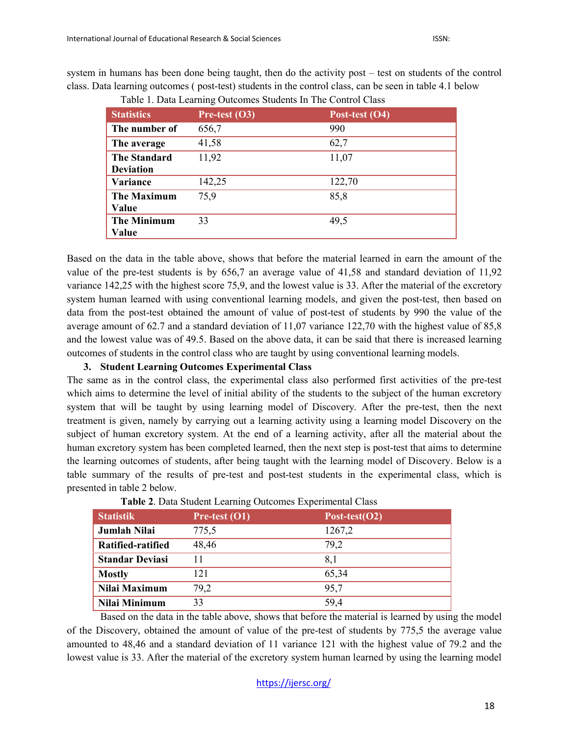system in humans has been done being taught, then do the activity post – test on students of the control class. Data learning outcomes ( post-test) students in the control class, can be seen in table 4.1 below

Table 1. Data Learning Outcomes Students In The Control Class

| Statistics | Pre-test (O3) | Post-test (O4) |
|---|---|---|
| **The number of** | 656,7 | 990 |
| **The average** | 41,58 | 62,7 |
| **The Standard Deviation** | 11,92 | 11,07 |
| **Variance** | 142,25 | 122,70 |
| **The Maximum Value** | 75,9 | 85,8 |
| **The Minimum Value** | 33 | 49,5 |

Based on the data in the table above, shows that before the material learned in earn the amount of the value of the pre-test students is by 656,7 an average value of 41,58 and standard deviation of 11,92 variance 142,25 with the highest score 75,9, and the lowest value is 33. After the material of the excretory system human learned with using conventional learning models, and given the post-test, then based on data from the post-test obtained the amount of value of post-test of students by 990 the value of the average amount of 62.7 and a standard deviation of 11,07 variance 122,70 with the highest value of 85,8 and the lowest value was of 49.5. Based on the above data, it can be said that there is increased learning outcomes of students in the control class who are taught by using conventional learning models.

**3. Student Learning Outcomes Experimental Class**

The same as in the control class, the experimental class also performed first activities of the pre-test which aims to determine the level of initial ability of the students to the subject of the human excretory system that will be taught by using learning model of Discovery. After the pre-test, then the next treatment is given, namely by carrying out a learning activity using a learning model Discovery on the subject of human excretory system. At the end of a learning activity, after all the material about the human excretory system has been completed learned, then the next step is post-test that aims to determine the learning outcomes of students, after being taught with the learning model of Discovery. Below is a table summary of the results of pre-test and post-test students in the experimental class, which is presented in table 2 below.

**Table 2**. Data Student Learning Outcomes Experimental Class

| Statistik | Pre-test (O1) | Post-test(O2) |
|---|---|---|
| **Jumlah Nilai** | 775,5 | 1267,2 |
| **Ratified-ratified** | 48,46 | 79,2 |
| **Standar Deviasi** | 11 | 8,1 |
| **Mostly** | 121 | 65,34 |
| **Nilai Maximum** | 79,2 | 95,7 |
| **Nilai Minimum** | 33 | 59,4 |

Based on the data in the table above, shows that before the material is learned by using the model of the Discovery, obtained the amount of value of the pre-test of students by 775,5 the average value amounted to 48,46 and a standard deviation of 11 variance 121 with the highest value of 79.2 and the lowest value is 33. After the material of the excretory system human learned by using the learning model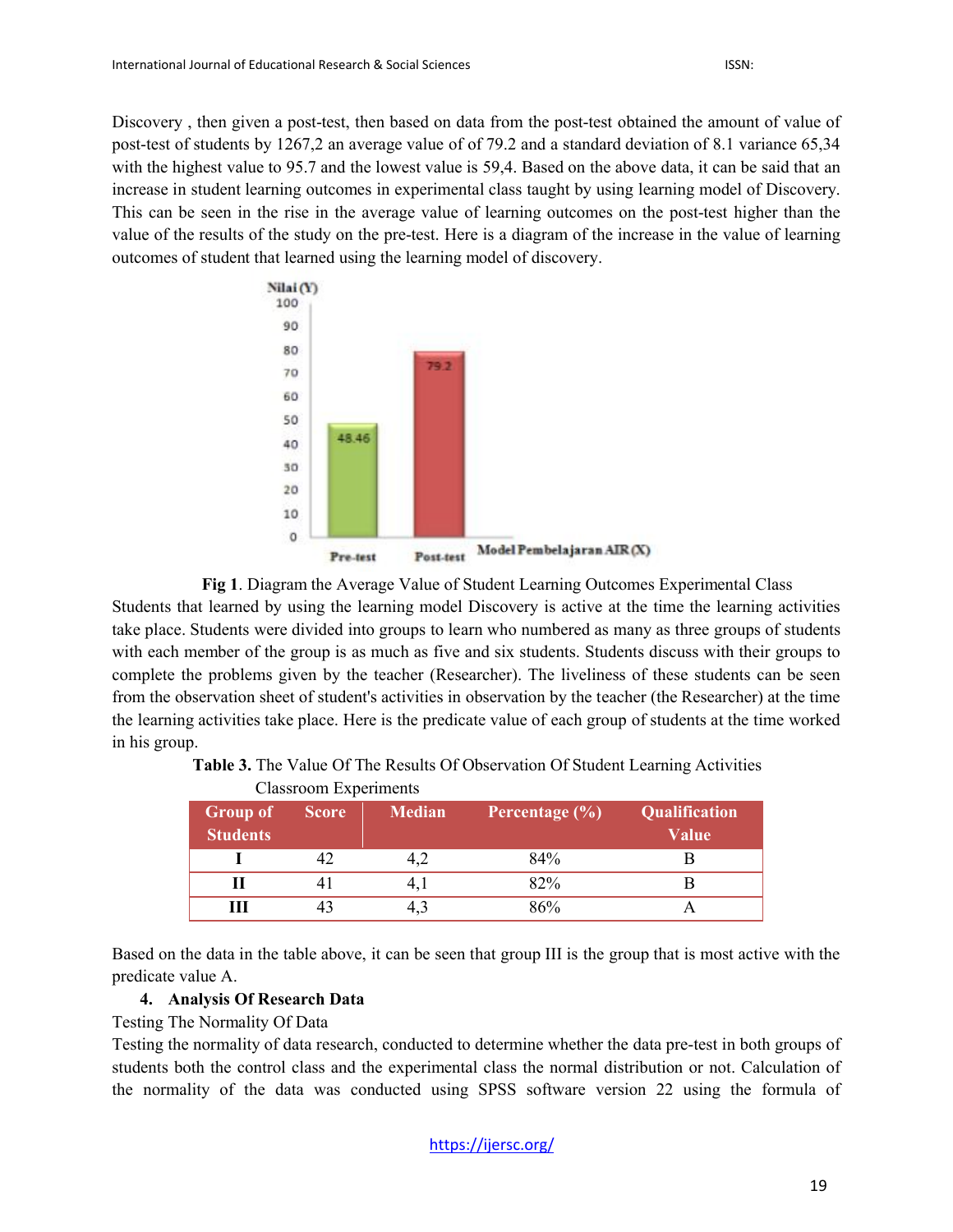Discovery , then given a post-test, then based on data from the post-test obtained the amount of value of post-test of students by 1267,2 an average value of of 79.2 and a standard deviation of 8.1 variance 65,34 with the highest value to 95.7 and the lowest value is 59,4. Based on the above data, it can be said that an increase in student learning outcomes in experimental class taught by using learning model of Discovery. This can be seen in the rise in the average value of learning outcomes on the post-test higher than the value of the results of the study on the pre-test. Here is a diagram of the increase in the value of learning outcomes of student that learned using the learning model of discovery.

**Fig 1**. Diagram the Average Value of Student Learning Outcomes Experimental Class

Students that learned by using the learning model Discovery is active at the time the learning activities take place. Students were divided into groups to learn who numbered as many as three groups of students with each member of the group is as much as five and six students. Students discuss with their groups to complete the problems given by the teacher (Researcher). The liveliness of these students can be seen from the observation sheet of student's activities in observation by the teacher (the Researcher) at the time the learning activities take place. Here is the predicate value of each group of students at the time worked in his group.

**Table 3.** The Value Of The Results Of Observation Of Student Learning Activities Classroom Experiments

| Group of Students | Score | Median | Percentage (%) | Qualification Value |
|---|---|---|---|---|
| **I** | 42 | 4,2 | 84% | B |
| **II** | 41 | 4,1 | 82% | B |
| **III** | 43 | 4,3 | 86% | A |

Based on the data in the table above, it can be seen that group III is the group that is most active with the predicate value A.

**4. Analysis Of Research Data**

Testing The Normality Of Data

Testing the normality of data research, conducted to determine whether the data pre-test in both groups of students both the control class and the experimental class the normal distribution or not. Calculation of the normality of the data was conducted using SPSS software version 22 using the formula of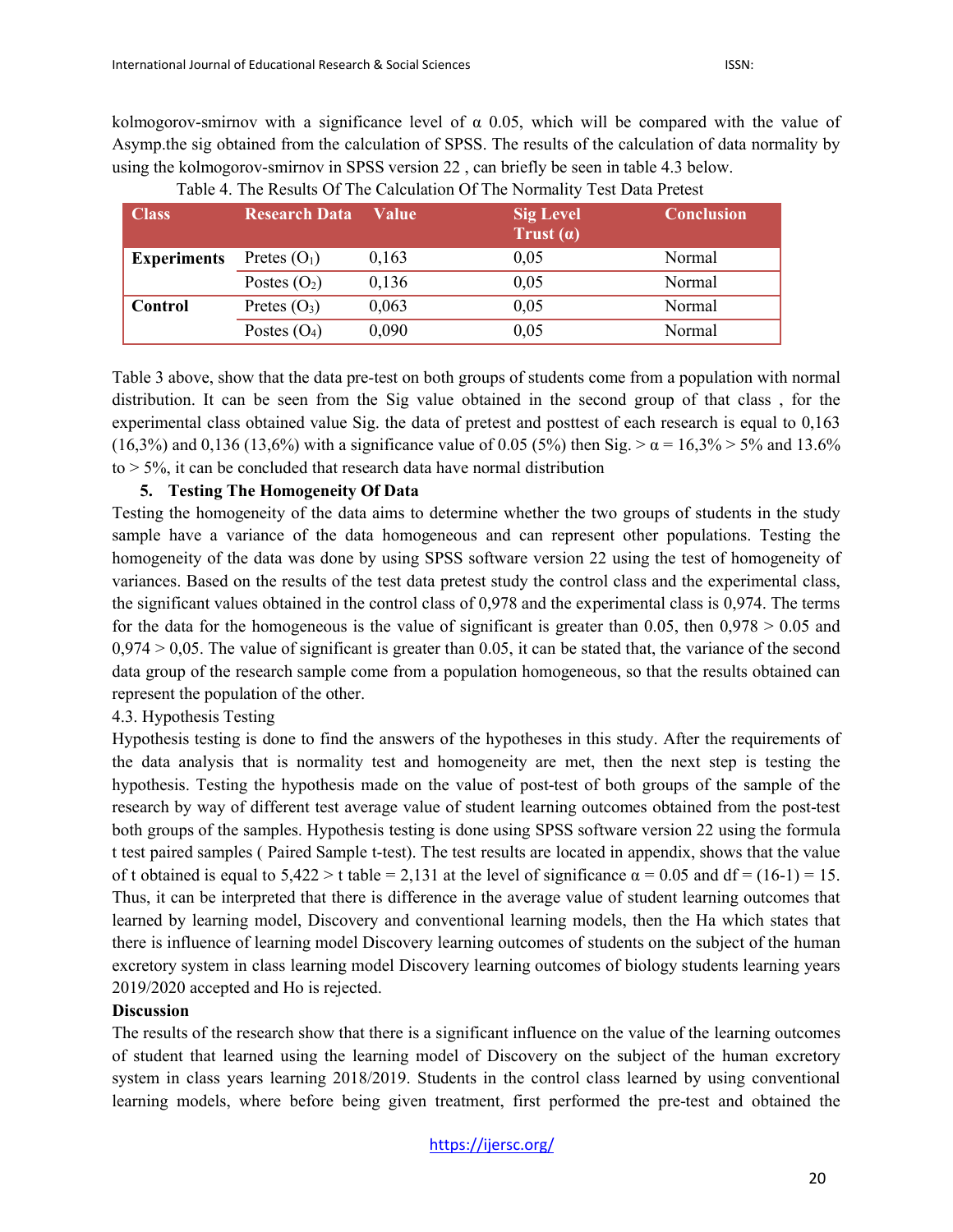kolmogorov-smirnov with a significance level of α 0.05, which will be compared with the value of Asymp.the sig obtained from the calculation of SPSS. The results of the calculation of data normality by using the kolmogorov-smirnov in SPSS version 22 , can briefly be seen in table 4.3 below.

Table 4. The Results Of The Calculation Of The Normality Test Data Pretest

| Class | Research Data | Value | Sig Level Trust (α) | Conclusion |
|---|---|---|---|---|
| **Experiments** | Pretes ($O_1$) | 0,163 | 0,05 | Normal |
| | Postes ($O_2$) | 0,136 | 0,05 | Normal |
| **Control** | Pretes ($O_3$) | 0,063 | 0,05 | Normal |
| | Postes ($O_4$) | 0,090 | 0,05 | Normal |

Table 3 above, show that the data pre-test on both groups of students come from a population with normal distribution. It can be seen from the Sig value obtained in the second group of that class , for the experimental class obtained value Sig. the data of pretest and posttest of each research is equal to 0,163 (16,3%) and 0,136 (13,6%) with a significance value of 0.05 (5%) then Sig. > α = 16,3% > 5% and 13.6% to > 5%, it can be concluded that research data have normal distribution

**5. Testing The Homogeneity Of Data**

Testing the homogeneity of the data aims to determine whether the two groups of students in the study sample have a variance of the data homogeneous and can represent other populations. Testing the homogeneity of the data was done by using SPSS software version 22 using the test of homogeneity of variances. Based on the results of the test data pretest study the control class and the experimental class, the significant values obtained in the control class of 0,978 and the experimental class is 0,974. The terms for the data for the homogeneous is the value of significant is greater than 0.05, then 0,978 > 0.05 and 0,974 > 0,05. The value of significant is greater than 0.05, it can be stated that, the variance of the second data group of the research sample come from a population homogeneous, so that the results obtained can represent the population of the other.

4.3. Hypothesis Testing

Hypothesis testing is done to find the answers of the hypotheses in this study. After the requirements of the data analysis that is normality test and homogeneity are met, then the next step is testing the hypothesis. Testing the hypothesis made on the value of post-test of both groups of the sample of the research by way of different test average value of student learning outcomes obtained from the post-test both groups of the samples. Hypothesis testing is done using SPSS software version 22 using the formula t test paired samples ( Paired Sample t-test). The test results are located in appendix, shows that the value of t obtained is equal to 5,422 > t table = 2,131 at the level of significance α = 0.05 and df = (16-1) = 15. Thus, it can be interpreted that there is difference in the average value of student learning outcomes that learned by learning model, Discovery and conventional learning models, then the Ha which states that there is influence of learning model Discovery learning outcomes of students on the subject of the human excretory system in class learning model Discovery learning outcomes of biology students learning years 2019/2020 accepted and Ho is rejected.

**Discussion**

The results of the research show that there is a significant influence on the value of the learning outcomes of student that learned using the learning model of Discovery on the subject of the human excretory system in class years learning 2018/2019. Students in the control class learned by using conventional learning models, where before being given treatment, first performed the pre-test and obtained the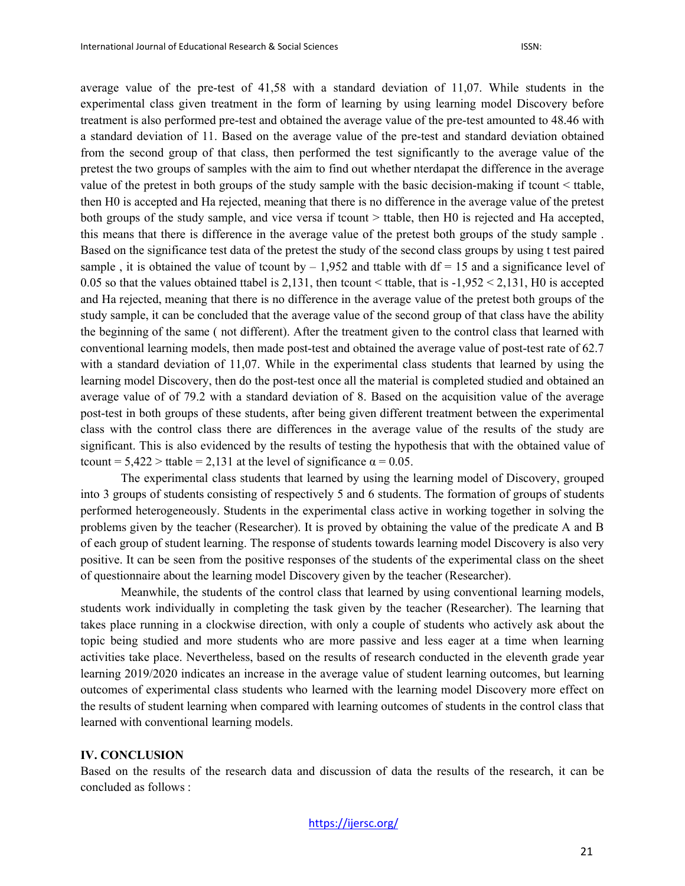average value of the pre-test of 41,58 with a standard deviation of 11,07. While students in the experimental class given treatment in the form of learning by using learning model Discovery before treatment is also performed pre-test and obtained the average value of the pre-test amounted to 48.46 with a standard deviation of 11. Based on the average value of the pre-test and standard deviation obtained from the second group of that class, then performed the test significantly to the average value of the pretest the two groups of samples with the aim to find out whether nterdapat the difference in the average value of the pretest in both groups of the study sample with the basic decision-making if tcount < ttable, then H0 is accepted and Ha rejected, meaning that there is no difference in the average value of the pretest both groups of the study sample, and vice versa if tcount > ttable, then H0 is rejected and Ha accepted, this means that there is difference in the average value of the pretest both groups of the study sample . Based on the significance test data of the pretest the study of the second class groups by using t test paired sample , it is obtained the value of tcount by – 1,952 and ttable with df = 15 and a significance level of 0.05 so that the values obtained ttabel is 2,131, then tcount < ttable, that is -1,952 < 2,131, H0 is accepted and Ha rejected, meaning that there is no difference in the average value of the pretest both groups of the study sample, it can be concluded that the average value of the second group of that class have the ability the beginning of the same ( not different). After the treatment given to the control class that learned with conventional learning models, then made post-test and obtained the average value of post-test rate of 62.7 with a standard deviation of 11,07. While in the experimental class students that learned by using the learning model Discovery, then do the post-test once all the material is completed studied and obtained an average value of of 79.2 with a standard deviation of 8. Based on the acquisition value of the average post-test in both groups of these students, after being given different treatment between the experimental class with the control class there are differences in the average value of the results of the study are significant. This is also evidenced by the results of testing the hypothesis that with the obtained value of tcount = 5,422 > ttable = 2,131 at the level of significance $\alpha = 0.05$.

The experimental class students that learned by using the learning model of Discovery, grouped into 3 groups of students consisting of respectively 5 and 6 students. The formation of groups of students performed heterogeneously. Students in the experimental class active in working together in solving the problems given by the teacher (Researcher). It is proved by obtaining the value of the predicate A and B of each group of student learning. The response of students towards learning model Discovery is also very positive. It can be seen from the positive responses of the students of the experimental class on the sheet of questionnaire about the learning model Discovery given by the teacher (Researcher).

Meanwhile, the students of the control class that learned by using conventional learning models, students work individually in completing the task given by the teacher (Researcher). The learning that takes place running in a clockwise direction, with only a couple of students who actively ask about the topic being studied and more students who are more passive and less eager at a time when learning activities take place. Nevertheless, based on the results of research conducted in the eleventh grade year learning 2019/2020 indicates an increase in the average value of student learning outcomes, but learning outcomes of experimental class students who learned with the learning model Discovery more effect on the results of student learning when compared with learning outcomes of students in the control class that learned with conventional learning models.

## IV. CONCLUSION

Based on the results of the research data and discussion of data the results of the research, it can be concluded as follows :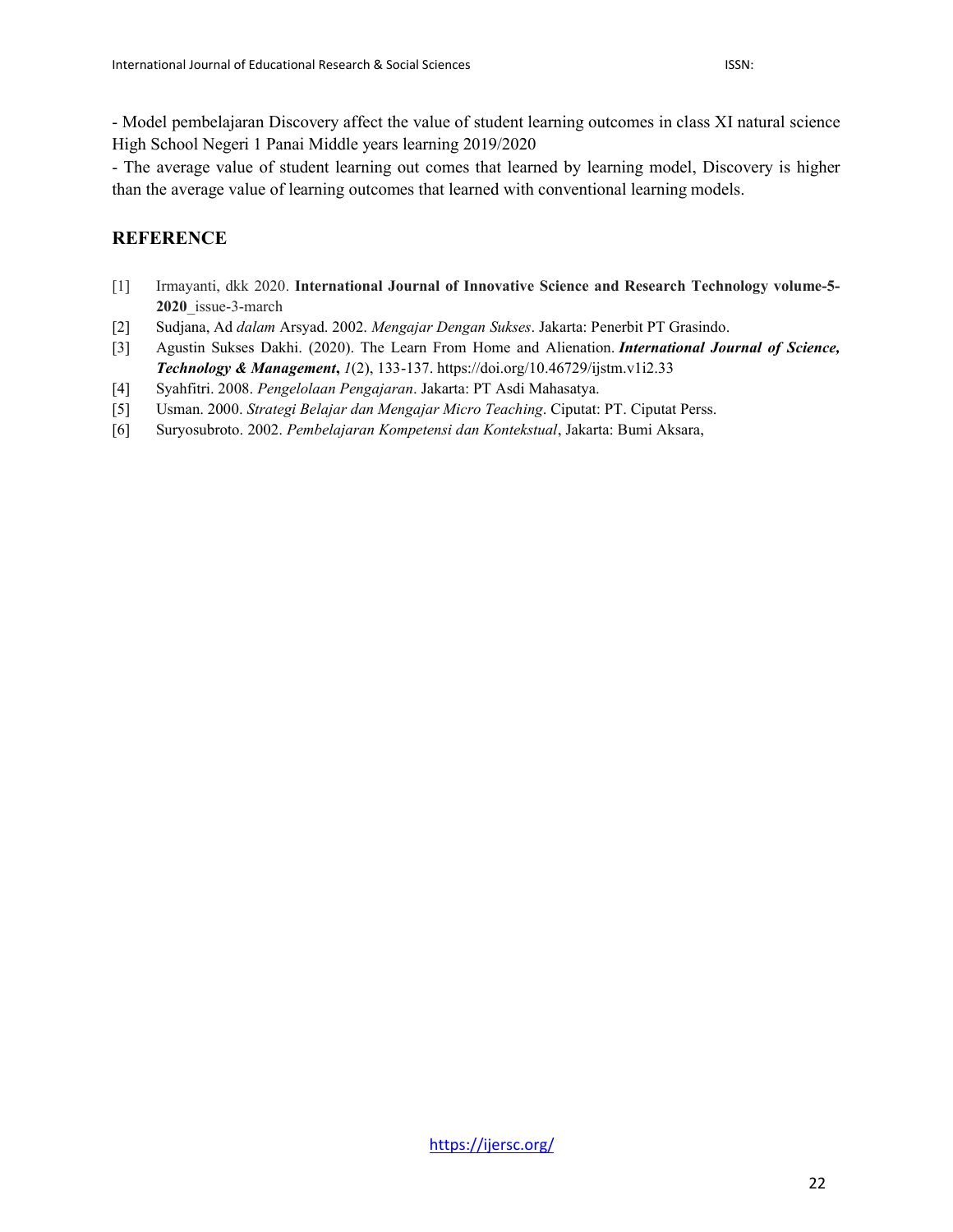- Model pembelajaran Discovery affect the value of student learning outcomes in class XI natural science High School Negeri 1 Panai Middle years learning 2019/2020

- The average value of student learning out comes that learned by learning model, Discovery is higher than the average value of learning outcomes that learned with conventional learning models.

## REFERENCE

[1] Irmayanti, dkk 2020. **International Journal of Innovative Science and Research Technology volume-5-2020**_issue-3-march

[2] Sudjana, Ad *dalam* Arsyad. 2002. *Mengajar Dengan Sukses*. Jakarta: Penerbit PT Grasindo.

[3] Agustin Sukses Dakhi. (2020). The Learn From Home and Alienation. ***International Journal of Science, Technology & Management***, *1*(2), 133-137. https://doi.org/10.46729/ijstm.v1i2.33

[4] Syahfitri. 2008. *Pengelolaan Pengajaran*. Jakarta: PT Asdi Mahasatya.

[5] Usman. 2000. *Strategi Belajar dan Mengajar Micro Teaching*. Ciputat: PT. Ciputat Perss.

[6] Suryosubroto. 2002. *Pembelajaran Kompetensi dan Kontekstual*, Jakarta: Bumi Aksara,